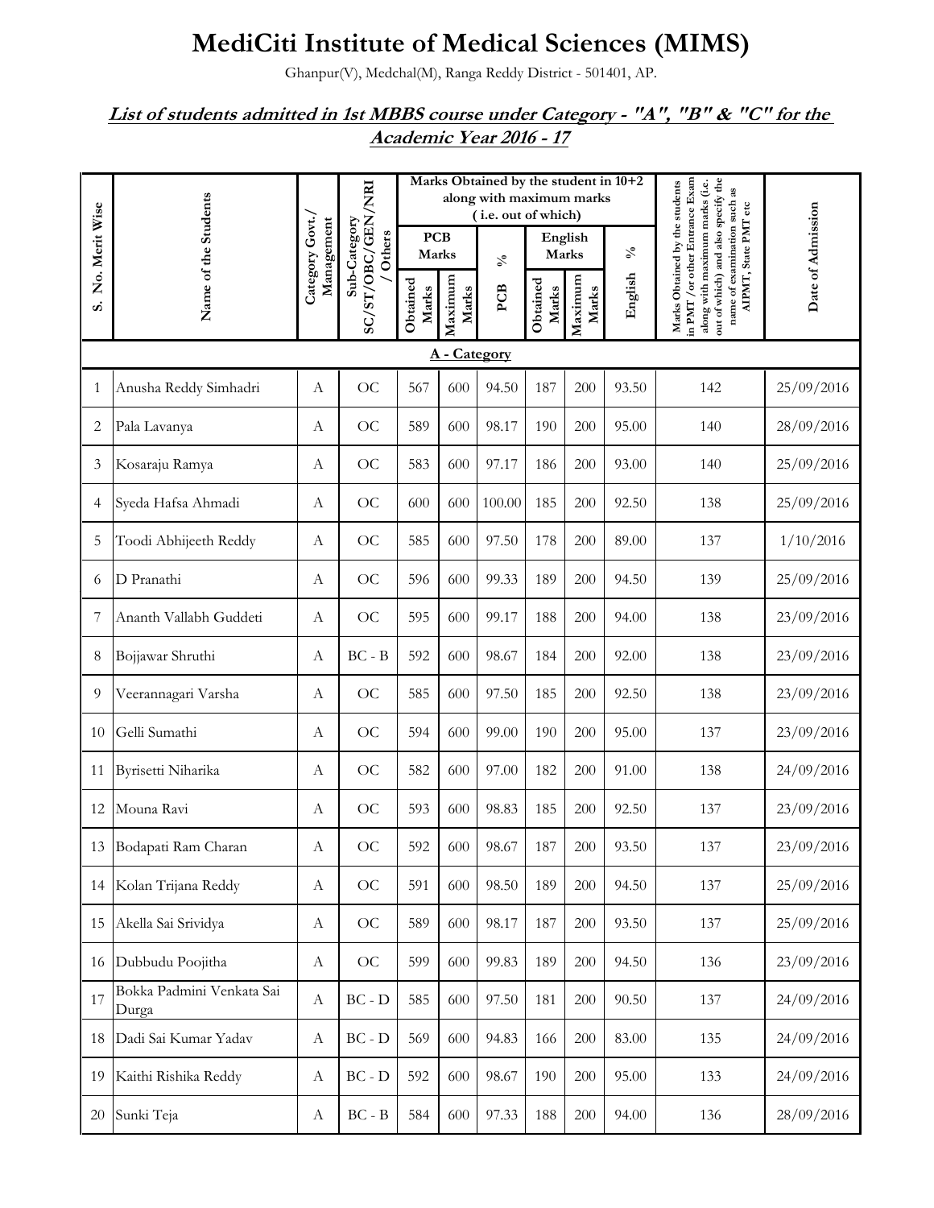# MediCiti Institute of Medical Sciences (MIMS)

Ghanpur(V), Medchal(M), Ranga Reddy District - 501401, AP.

## ***List of students admitted in 1st MBBS course under Category - "A", "B" & "C" for the Academic Year 2016 - 17***

| S. No. Merit Wise | Name of the Students | Category Govt./ Management | Sub-Category SC/ST/OBC/GEN/NRI / Others | Marks Obtained by the student in 10+2 along with maximum marks ( i.e. out of which) | | | | | | Marks Obtained by the students in PMT /or other Entrance Exam along with maximum marks (i.e. out of which) and also specify the name of examination such as AIPMT, State PMT etc | Date of Admission |
|---|---|---|---|---|---|---|---|---|---|---|---|
| | | | | PCB Marks | | % | English Marks | | % | | |
| | | | | Obtained Marks | Maximum Marks | PCB | Obtained Marks | Maximum Marks | English | | |
| **A - Category** | | | | | | | | | | | |
| 1 | Anusha Reddy Simhadri | A | OC | 567 | 600 | 94.50 | 187 | 200 | 93.50 | 142 | 25/09/2016 |
| 2 | Pala Lavanya | A | OC | 589 | 600 | 98.17 | 190 | 200 | 95.00 | 140 | 28/09/2016 |
| 3 | Kosaraju Ramya | A | OC | 583 | 600 | 97.17 | 186 | 200 | 93.00 | 140 | 25/09/2016 |
| 4 | Syeda Hafsa Ahmadi | A | OC | 600 | 600 | 100.00 | 185 | 200 | 92.50 | 138 | 25/09/2016 |
| 5 | Toodi Abhijeeth Reddy | A | OC | 585 | 600 | 97.50 | 178 | 200 | 89.00 | 137 | 1/10/2016 |
| 6 | D Pranathi | A | OC | 596 | 600 | 99.33 | 189 | 200 | 94.50 | 139 | 25/09/2016 |
| 7 | Ananth Vallabh Guddeti | A | OC | 595 | 600 | 99.17 | 188 | 200 | 94.00 | 138 | 23/09/2016 |
| 8 | Bojjawar Shruthi | A | BC - B | 592 | 600 | 98.67 | 184 | 200 | 92.00 | 138 | 23/09/2016 |
| 9 | Veerannagari Varsha | A | OC | 585 | 600 | 97.50 | 185 | 200 | 92.50 | 138 | 23/09/2016 |
| 10 | Gelli Sumathi | A | OC | 594 | 600 | 99.00 | 190 | 200 | 95.00 | 137 | 23/09/2016 |
| 11 | Byrisetti Niharika | A | OC | 582 | 600 | 97.00 | 182 | 200 | 91.00 | 138 | 24/09/2016 |
| 12 | Mouna Ravi | A | OC | 593 | 600 | 98.83 | 185 | 200 | 92.50 | 137 | 23/09/2016 |
| 13 | Bodapati Ram Charan | A | OC | 592 | 600 | 98.67 | 187 | 200 | 93.50 | 137 | 23/09/2016 |
| 14 | Kolan Trijana Reddy | A | OC | 591 | 600 | 98.50 | 189 | 200 | 94.50 | 137 | 25/09/2016 |
| 15 | Akella Sai Srividya | A | OC | 589 | 600 | 98.17 | 187 | 200 | 93.50 | 137 | 25/09/2016 |
| 16 | Dubbudu Poojitha | A | OC | 599 | 600 | 99.83 | 189 | 200 | 94.50 | 136 | 23/09/2016 |
| 17 | Bokka Padmini Venkata Sai Durga | A | BC - D | 585 | 600 | 97.50 | 181 | 200 | 90.50 | 137 | 24/09/2016 |
| 18 | Dadi Sai Kumar Yadav | A | BC - D | 569 | 600 | 94.83 | 166 | 200 | 83.00 | 135 | 24/09/2016 |
| 19 | Kaithi Rishika Reddy | A | BC - D | 592 | 600 | 98.67 | 190 | 200 | 95.00 | 133 | 24/09/2016 |
| 20 | Sunki Teja | A | BC - B | 584 | 600 | 97.33 | 188 | 200 | 94.00 | 136 | 28/09/2016 |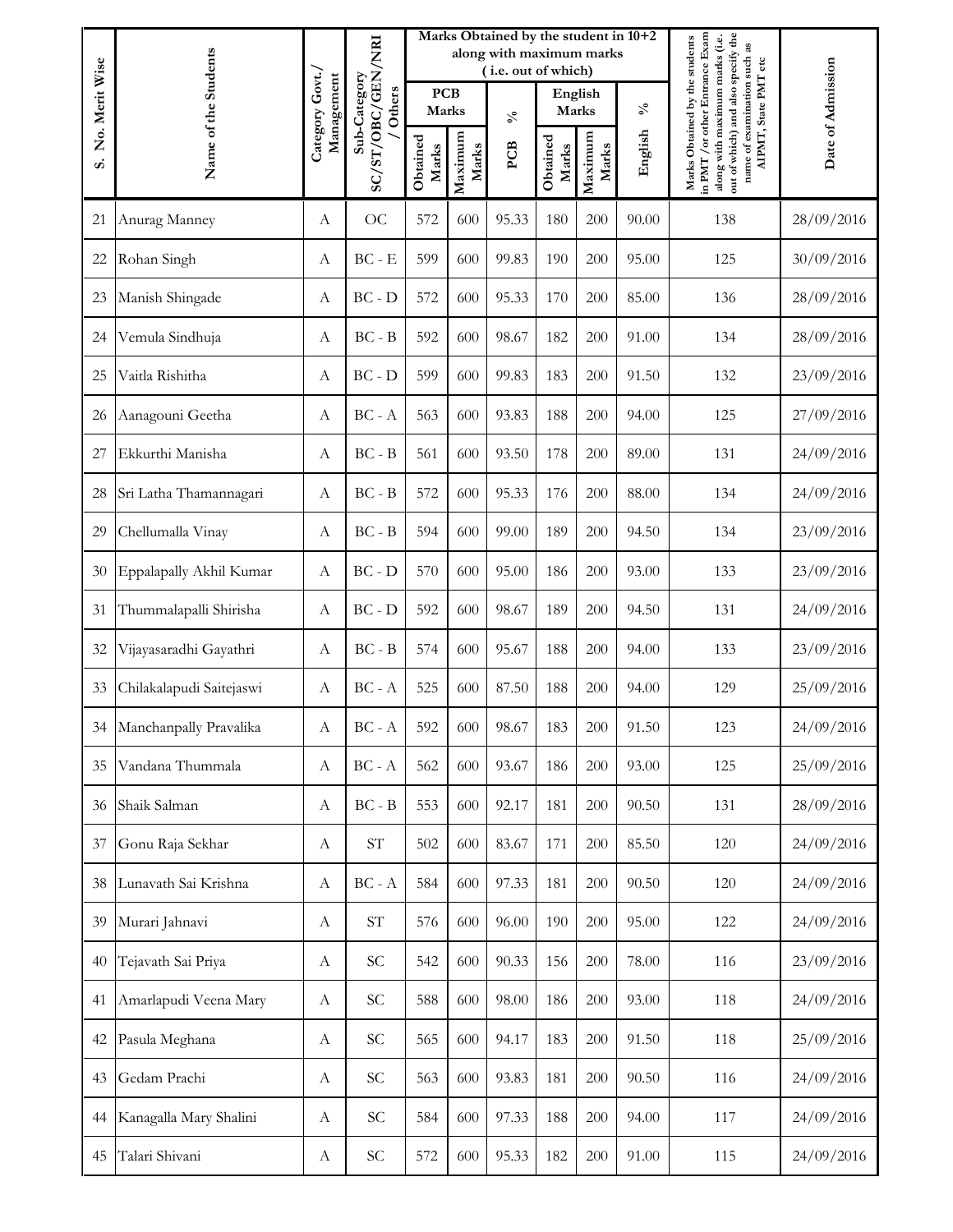| S. No. Merit Wise | Name of the Students | Category Govt./ Management | Sub-Category SC/ST/OBC/GEN/NRI / Others | Marks Obtained by the student in 10+2 along with maximum marks ( i.e. out of which) | | | | | | Marks Obtained by the students in PMT /or other Entrance Exam along with maximum marks (i.e. out of which) and also specify the name of examination such as AIPMT, State PMT etc | Date of Admission |
|---|---|---|---|---|---|---|---|---|---|---|---|
| | | | | PCB Marks | | % | English Marks | | % | | |
| | | | | Obtained Marks | Maximum Marks | PCB | Obtained Marks | Maximum Marks | English | | |
| 21 | Anurag Manney | A | OC | 572 | 600 | 95.33 | 180 | 200 | 90.00 | 138 | 28/09/2016 |
| 22 | Rohan Singh | A | BC - E | 599 | 600 | 99.83 | 190 | 200 | 95.00 | 125 | 30/09/2016 |
| 23 | Manish Shingade | A | BC - D | 572 | 600 | 95.33 | 170 | 200 | 85.00 | 136 | 28/09/2016 |
| 24 | Vemula Sindhuja | A | BC - B | 592 | 600 | 98.67 | 182 | 200 | 91.00 | 134 | 28/09/2016 |
| 25 | Vaitla Rishitha | A | BC - D | 599 | 600 | 99.83 | 183 | 200 | 91.50 | 132 | 23/09/2016 |
| 26 | Aanagouni Geetha | A | BC - A | 563 | 600 | 93.83 | 188 | 200 | 94.00 | 125 | 27/09/2016 |
| 27 | Ekkurthi Manisha | A | BC - B | 561 | 600 | 93.50 | 178 | 200 | 89.00 | 131 | 24/09/2016 |
| 28 | Sri Latha Thamannagari | A | BC - B | 572 | 600 | 95.33 | 176 | 200 | 88.00 | 134 | 24/09/2016 |
| 29 | Chellumalla Vinay | A | BC - B | 594 | 600 | 99.00 | 189 | 200 | 94.50 | 134 | 23/09/2016 |
| 30 | Eppalapally Akhil Kumar | A | BC - D | 570 | 600 | 95.00 | 186 | 200 | 93.00 | 133 | 23/09/2016 |
| 31 | Thummalapalli Shirisha | A | BC - D | 592 | 600 | 98.67 | 189 | 200 | 94.50 | 131 | 24/09/2016 |
| 32 | Vijayasaradhi Gayathri | A | BC - B | 574 | 600 | 95.67 | 188 | 200 | 94.00 | 133 | 23/09/2016 |
| 33 | Chilakalapudi Saitejaswi | A | BC - A | 525 | 600 | 87.50 | 188 | 200 | 94.00 | 129 | 25/09/2016 |
| 34 | Manchanpally Pravalika | A | BC - A | 592 | 600 | 98.67 | 183 | 200 | 91.50 | 123 | 24/09/2016 |
| 35 | Vandana Thummala | A | BC - A | 562 | 600 | 93.67 | 186 | 200 | 93.00 | 125 | 25/09/2016 |
| 36 | Shaik Salman | A | BC - B | 553 | 600 | 92.17 | 181 | 200 | 90.50 | 131 | 28/09/2016 |
| 37 | Gonu Raja Sekhar | A | ST | 502 | 600 | 83.67 | 171 | 200 | 85.50 | 120 | 24/09/2016 |
| 38 | Lunavath Sai Krishna | A | BC - A | 584 | 600 | 97.33 | 181 | 200 | 90.50 | 120 | 24/09/2016 |
| 39 | Murari Jahnavi | A | ST | 576 | 600 | 96.00 | 190 | 200 | 95.00 | 122 | 24/09/2016 |
| 40 | Tejavath Sai Priya | A | SC | 542 | 600 | 90.33 | 156 | 200 | 78.00 | 116 | 23/09/2016 |
| 41 | Amarlapudi Veena Mary | A | SC | 588 | 600 | 98.00 | 186 | 200 | 93.00 | 118 | 24/09/2016 |
| 42 | Pasula Meghana | A | SC | 565 | 600 | 94.17 | 183 | 200 | 91.50 | 118 | 25/09/2016 |
| 43 | Gedam Prachi | A | SC | 563 | 600 | 93.83 | 181 | 200 | 90.50 | 116 | 24/09/2016 |
| 44 | Kanagalla Mary Shalini | A | SC | 584 | 600 | 97.33 | 188 | 200 | 94.00 | 117 | 24/09/2016 |
| 45 | Talari Shivani | A | SC | 572 | 600 | 95.33 | 182 | 200 | 91.00 | 115 | 24/09/2016 |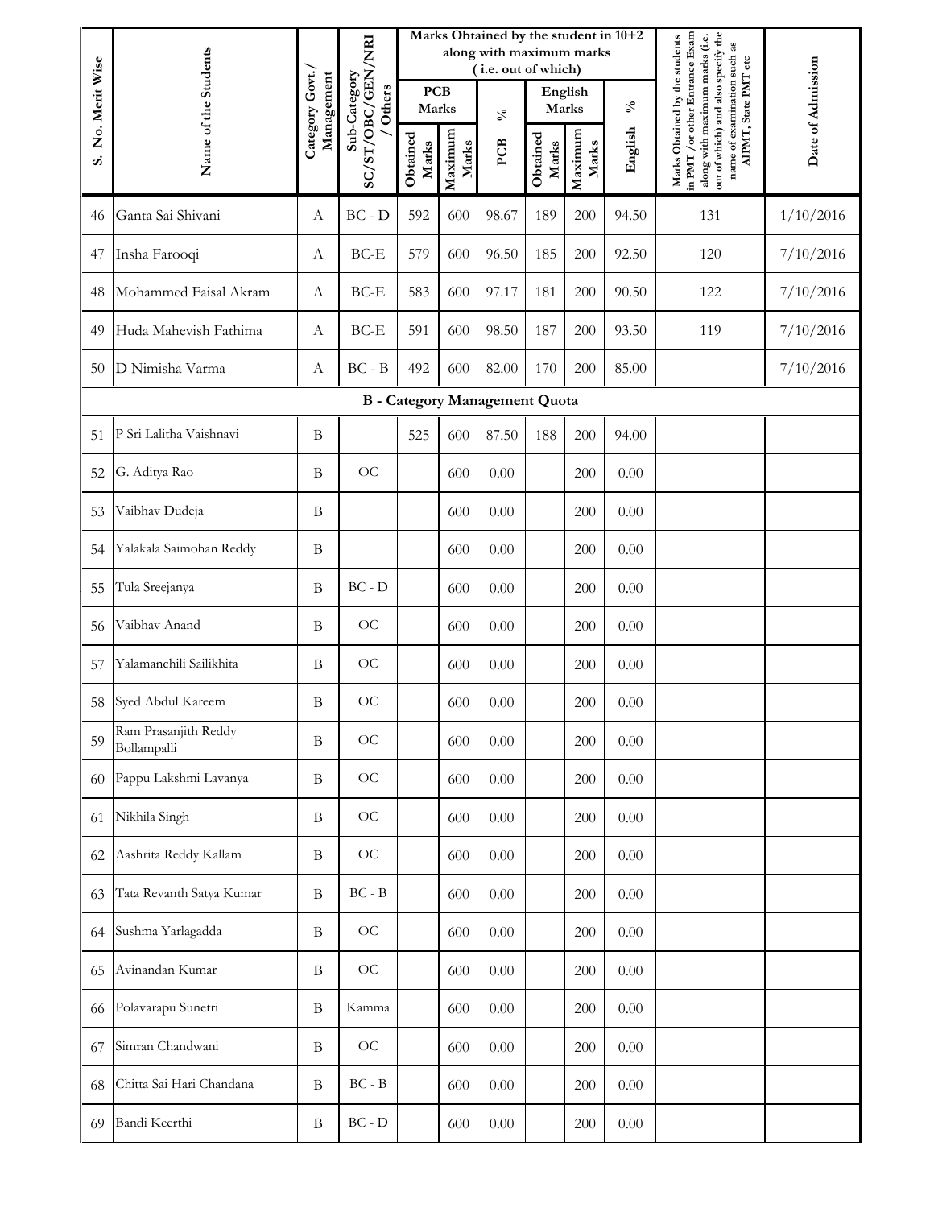| S. No. Merit Wise | Name of the Students | Category Govt./ Management | Sub-Category SC/ST/OBC/GEN/NRI / Others | Marks Obtained by the student in 10+2 along with maximum marks ( i.e. out of which) | | | | | | Marks Obtained by the students in PMT /or other Entrance Exam along with maximum marks (i.e. out of which) and also specify the name of examination such as AIPMT, State PMT etc | Date of Admission |
|---|---|---|---|---|---|---|---|---|---|---|---|
| | | | | PCB Marks | | % | English Marks | | % | | |
| | | | | Obtained Marks | Maximum Marks | PCB | Obtained Marks | Maximum Marks | English | | |
| 46 | Ganta Sai Shivani | A | BC - D | 592 | 600 | 98.67 | 189 | 200 | 94.50 | 131 | 1/10/2016 |
| 47 | Insha Farooqi | A | BC-E | 579 | 600 | 96.50 | 185 | 200 | 92.50 | 120 | 7/10/2016 |
| 48 | Mohammed Faisal Akram | A | BC-E | 583 | 600 | 97.17 | 181 | 200 | 90.50 | 122 | 7/10/2016 |
| 49 | Huda Mahevish Fathima | A | BC-E | 591 | 600 | 98.50 | 187 | 200 | 93.50 | 119 | 7/10/2016 |
| 50 | D Nimisha Varma | A | BC - B | 492 | 600 | 82.00 | 170 | 200 | 85.00 | | 7/10/2016 |
| | **B - Category Management Quota** | | | | | | | | | | |
| 51 | P Sri Lalitha Vaishnavi | B | | 525 | 600 | 87.50 | 188 | 200 | 94.00 | | |
| 52 | G. Aditya Rao | B | OC | | 600 | 0.00 | | 200 | 0.00 | | |
| 53 | Vaibhav Dudeja | B | | | 600 | 0.00 | | 200 | 0.00 | | |
| 54 | Yalakala Saimohan Reddy | B | | | 600 | 0.00 | | 200 | 0.00 | | |
| 55 | Tula Sreejanya | B | BC - D | | 600 | 0.00 | | 200 | 0.00 | | |
| 56 | Vaibhav Anand | B | OC | | 600 | 0.00 | | 200 | 0.00 | | |
| 57 | Yalamanchili Sailikhita | B | OC | | 600 | 0.00 | | 200 | 0.00 | | |
| 58 | Syed Abdul Kareem | B | OC | | 600 | 0.00 | | 200 | 0.00 | | |
| 59 | Ram Prasanjith Reddy Bollampalli | B | OC | | 600 | 0.00 | | 200 | 0.00 | | |
| 60 | Pappu Lakshmi Lavanya | B | OC | | 600 | 0.00 | | 200 | 0.00 | | |
| 61 | Nikhila Singh | B | OC | | 600 | 0.00 | | 200 | 0.00 | | |
| 62 | Aashrita Reddy Kallam | B | OC | | 600 | 0.00 | | 200 | 0.00 | | |
| 63 | Tata Revanth Satya Kumar | B | BC - B | | 600 | 0.00 | | 200 | 0.00 | | |
| 64 | Sushma Yarlagadda | B | OC | | 600 | 0.00 | | 200 | 0.00 | | |
| 65 | Avinandan Kumar | B | OC | | 600 | 0.00 | | 200 | 0.00 | | |
| 66 | Polavarapu Sunetri | B | Kamma | | 600 | 0.00 | | 200 | 0.00 | | |
| 67 | Simran Chandwani | B | OC | | 600 | 0.00 | | 200 | 0.00 | | |
| 68 | Chitta Sai Hari Chandana | B | BC - B | | 600 | 0.00 | | 200 | 0.00 | | |
| 69 | Bandi Keerthi | B | BC - D | | 600 | 0.00 | | 200 | 0.00 | | |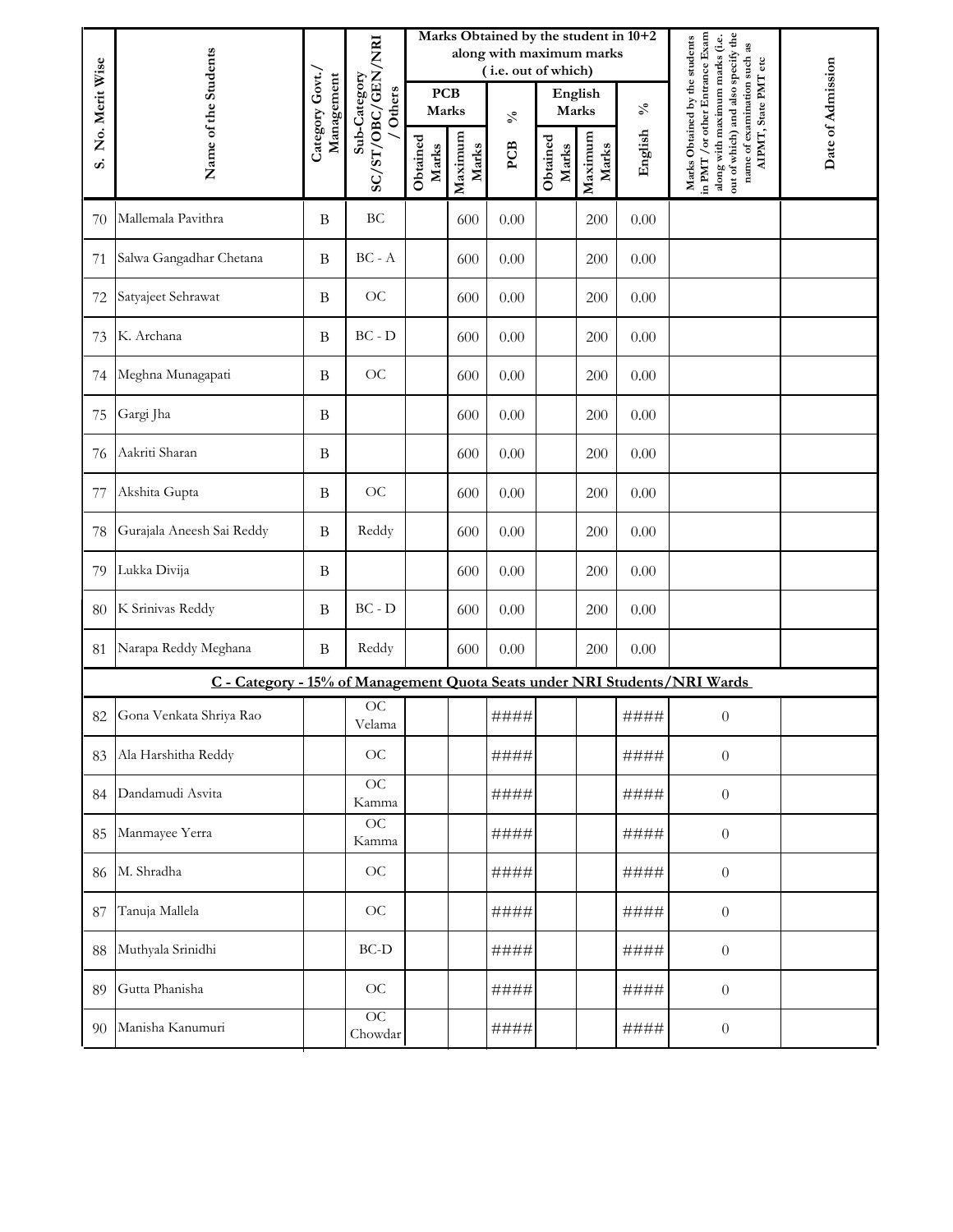| S. No. Merit Wise | Name of the Students | Category Govt./ Management | Sub-Category SC/ST/OBC/GEN/NRI / Others | Marks Obtained by the student in 10+2 along with maximum marks ( i.e. out of which) | | | | | | Marks Obtained by the students in PMT /or other Entrance Exam along with maximum marks (i.e. out of which) and also specify the name of examination such as AIPMT, State PMT etc | Date of Admission |
|---|---|---|---|---|---|---|---|---|---|---|---|
| | | | | PCB Marks | | % | English Marks | | % | | |
| | | | | Obtained Marks | Maximum Marks | PCB | Obtained Marks | Maximum Marks | English | | |
| 70 | Mallemala Pavithra | B | BC | | 600 | 0.00 | | 200 | 0.00 | | |
| 71 | Salwa Gangadhar Chetana | B | BC - A | | 600 | 0.00 | | 200 | 0.00 | | |
| 72 | Satyajeet Sehrawat | B | OC | | 600 | 0.00 | | 200 | 0.00 | | |
| 73 | K. Archana | B | BC - D | | 600 | 0.00 | | 200 | 0.00 | | |
| 74 | Meghna Munagapati | B | OC | | 600 | 0.00 | | 200 | 0.00 | | |
| 75 | Gargi Jha | B | | | 600 | 0.00 | | 200 | 0.00 | | |
| 76 | Aakriti Sharan | B | | | 600 | 0.00 | | 200 | 0.00 | | |
| 77 | Akshita Gupta | B | OC | | 600 | 0.00 | | 200 | 0.00 | | |
| 78 | Gurajala Aneesh Sai Reddy | B | Reddy | | 600 | 0.00 | | 200 | 0.00 | | |
| 79 | Lukka Divija | B | | | 600 | 0.00 | | 200 | 0.00 | | |
| 80 | K Srinivas Reddy | B | BC - D | | 600 | 0.00 | | 200 | 0.00 | | |
| 81 | Narapa Reddy Meghana | B | Reddy | | 600 | 0.00 | | 200 | 0.00 | | |
| **C - Category - 15% of Management Quota Seats under NRI Students/NRI Wards** | | | | | | | | | | | |
| 82 | Gona Venkata Shriya Rao | | OC Velama | | | #### | | | #### | 0 | |
| 83 | Ala Harshitha Reddy | | OC | | | #### | | | #### | 0 | |
| 84 | Dandamudi Asvita | | OC Kamma | | | #### | | | #### | 0 | |
| 85 | Manmayee Yerra | | OC Kamma | | | #### | | | #### | 0 | |
| 86 | M. Shradha | | OC | | | #### | | | #### | 0 | |
| 87 | Tanuja Mallela | | OC | | | #### | | | #### | 0 | |
| 88 | Muthyala Srinidhi | | BC-D | | | #### | | | #### | 0 | |
| 89 | Gutta Phanisha | | OC | | | #### | | | #### | 0 | |
| 90 | Manisha Kanumuri | | OC Chowdar | | | #### | | | #### | 0 | |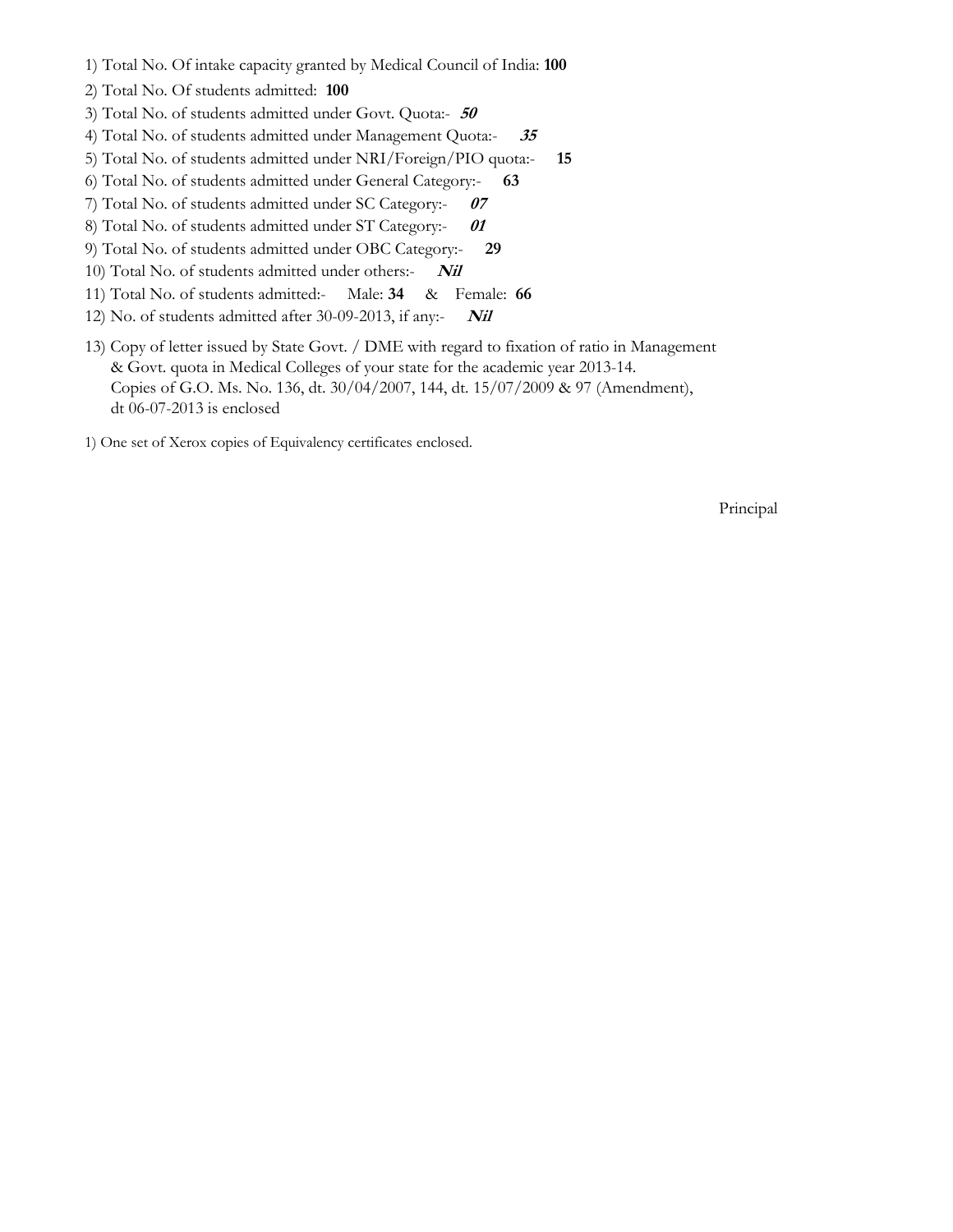1) Total No. Of intake capacity granted by Medical Council of India: **100**

2) Total No. Of students admitted: **100**

3) Total No. of students admitted under Govt. Quota:- ***50***

4) Total No. of students admitted under Management Quota:- ***35***

5) Total No. of students admitted under NRI/Foreign/PIO quota:- **15**

6) Total No. of students admitted under General Category:- **63**

7) Total No. of students admitted under SC Category:- ***07***

8) Total No. of students admitted under ST Category:- ***01***

9) Total No. of students admitted under OBC Category:- **29**

10) Total No. of students admitted under others:- ***Nil***

11) Total No. of students admitted:- Male: **34** & Female: **66**

12) No. of students admitted after 30-09-2013, if any:- ***Nil***

13) Copy of letter issued by State Govt. / DME with regard to fixation of ratio in Management & Govt. quota in Medical Colleges of your state for the academic year 2013-14. Copies of G.O. Ms. No. 136, dt. 30/04/2007, 144, dt. 15/07/2009 & 97 (Amendment), dt 06-07-2013 is enclosed

1) One set of Xerox copies of Equivalency certificates enclosed.

Principal